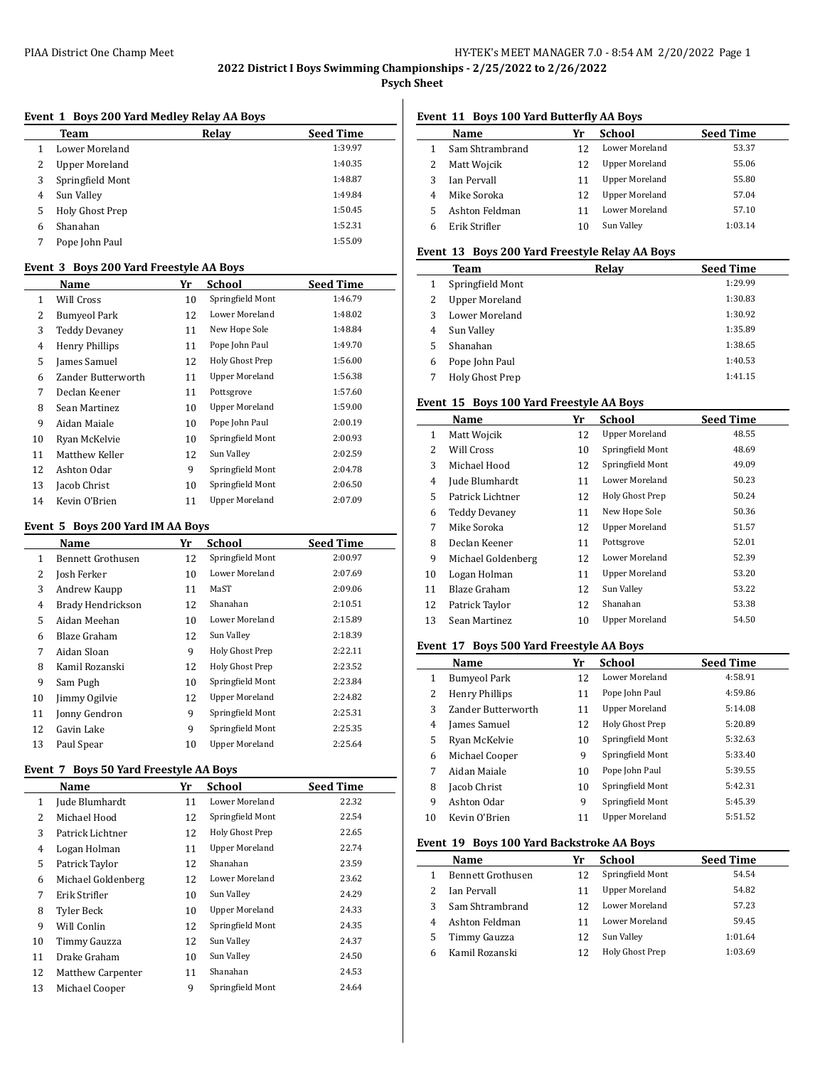## 2022 District I Boys Swimming Championships - 2/25/2022 to 2/26/2022

**Psych Sheet**

### Event 1 Boys 200 Yard Medley Relay AA Boys

| | Team | Relay | Seed Time |
|---|---|---|---|
| 1 | Lower Moreland | | 1:39.97 |
| 2 | Upper Moreland | | 1:40.35 |
| 3 | Springfield Mont | | 1:48.87 |
| 4 | Sun Valley | | 1:49.84 |
| 5 | Holy Ghost Prep | | 1:50.45 |
| 6 | Shanahan | | 1:52.31 |
| 7 | Pope John Paul | | 1:55.09 |

### Event 3 Boys 200 Yard Freestyle AA Boys

| | Name | Yr | School | Seed Time |
|---|---|---|---|---|
| 1 | Will Cross | 10 | Springfield Mont | 1:46.79 |
| 2 | Bumyeol Park | 12 | Lower Moreland | 1:48.02 |
| 3 | Teddy Devaney | 11 | New Hope Sole | 1:48.84 |
| 4 | Henry Phillips | 11 | Pope John Paul | 1:49.70 |
| 5 | James Samuel | 12 | Holy Ghost Prep | 1:56.00 |
| 6 | Zander Butterworth | 11 | Upper Moreland | 1:56.38 |
| 7 | Declan Keener | 11 | Pottsgrove | 1:57.60 |
| 8 | Sean Martinez | 10 | Upper Moreland | 1:59.00 |
| 9 | Aidan Maiale | 10 | Pope John Paul | 2:00.19 |
| 10 | Ryan McKelvie | 10 | Springfield Mont | 2:00.93 |
| 11 | Matthew Keller | 12 | Sun Valley | 2:02.59 |
| 12 | Ashton Odar | 9 | Springfield Mont | 2:04.78 |
| 13 | Jacob Christ | 10 | Springfield Mont | 2:06.50 |
| 14 | Kevin O'Brien | 11 | Upper Moreland | 2:07.09 |

### Event 5 Boys 200 Yard IM AA Boys

| | Name | Yr | School | Seed Time |
|---|---|---|---|---|
| 1 | Bennett Grothusen | 12 | Springfield Mont | 2:00.97 |
| 2 | Josh Ferker | 10 | Lower Moreland | 2:07.69 |
| 3 | Andrew Kaupp | 11 | MaST | 2:09.06 |
| 4 | Brady Hendrickson | 12 | Shanahan | 2:10.51 |
| 5 | Aidan Meehan | 10 | Lower Moreland | 2:15.89 |
| 6 | Blaze Graham | 12 | Sun Valley | 2:18.39 |
| 7 | Aidan Sloan | 9 | Holy Ghost Prep | 2:22.11 |
| 8 | Kamil Rozanski | 12 | Holy Ghost Prep | 2:23.52 |
| 9 | Sam Pugh | 10 | Springfield Mont | 2:23.84 |
| 10 | Jimmy Ogilvie | 12 | Upper Moreland | 2:24.82 |
| 11 | Jonny Gendron | 9 | Springfield Mont | 2:25.31 |
| 12 | Gavin Lake | 9 | Springfield Mont | 2:25.35 |
| 13 | Paul Spear | 10 | Upper Moreland | 2:25.64 |

### Event 7 Boys 50 Yard Freestyle AA Boys

| | Name | Yr | School | Seed Time |
|---|---|---|---|---|
| 1 | Jude Blumhardt | 11 | Lower Moreland | 22.32 |
| 2 | Michael Hood | 12 | Springfield Mont | 22.54 |
| 3 | Patrick Lichtner | 12 | Holy Ghost Prep | 22.65 |
| 4 | Logan Holman | 11 | Upper Moreland | 22.74 |
| 5 | Patrick Taylor | 12 | Shanahan | 23.59 |
| 6 | Michael Goldenberg | 12 | Lower Moreland | 23.62 |
| 7 | Erik Strifler | 10 | Sun Valley | 24.29 |
| 8 | Tyler Beck | 10 | Upper Moreland | 24.33 |
| 9 | Will Conlin | 12 | Springfield Mont | 24.35 |
| 10 | Timmy Gauzza | 12 | Sun Valley | 24.37 |
| 11 | Drake Graham | 10 | Sun Valley | 24.50 |
| 12 | Matthew Carpenter | 11 | Shanahan | 24.53 |
| 13 | Michael Cooper | 9 | Springfield Mont | 24.64 |

### Event 11 Boys 100 Yard Butterfly AA Boys

| | Name | Yr | School | Seed Time |
|---|---|---|---|---|
| 1 | Sam Shtrambrand | 12 | Lower Moreland | 53.37 |
| 2 | Matt Wojcik | 12 | Upper Moreland | 55.06 |
| 3 | Ian Pervall | 11 | Upper Moreland | 55.80 |
| 4 | Mike Soroka | 12 | Upper Moreland | 57.04 |
| 5 | Ashton Feldman | 11 | Lower Moreland | 57.10 |
| 6 | Erik Strifler | 10 | Sun Valley | 1:03.14 |

### Event 13 Boys 200 Yard Freestyle Relay AA Boys

| | Team | Relay | Seed Time |
|---|---|---|---|
| 1 | Springfield Mont | | 1:29.99 |
| 2 | Upper Moreland | | 1:30.83 |
| 3 | Lower Moreland | | 1:30.92 |
| 4 | Sun Valley | | 1:35.89 |
| 5 | Shanahan | | 1:38.65 |
| 6 | Pope John Paul | | 1:40.53 |
| 7 | Holy Ghost Prep | | 1:41.15 |

### Event 15 Boys 100 Yard Freestyle AA Boys

| | Name | Yr | School | Seed Time |
|---|---|---|---|---|
| 1 | Matt Wojcik | 12 | Upper Moreland | 48.55 |
| 2 | Will Cross | 10 | Springfield Mont | 48.69 |
| 3 | Michael Hood | 12 | Springfield Mont | 49.09 |
| 4 | Jude Blumhardt | 11 | Lower Moreland | 50.23 |
| 5 | Patrick Lichtner | 12 | Holy Ghost Prep | 50.24 |
| 6 | Teddy Devaney | 11 | New Hope Sole | 50.36 |
| 7 | Mike Soroka | 12 | Upper Moreland | 51.57 |
| 8 | Declan Keener | 11 | Pottsgrove | 52.01 |
| 9 | Michael Goldenberg | 12 | Lower Moreland | 52.39 |
| 10 | Logan Holman | 11 | Upper Moreland | 53.20 |
| 11 | Blaze Graham | 12 | Sun Valley | 53.22 |
| 12 | Patrick Taylor | 12 | Shanahan | 53.38 |
| 13 | Sean Martinez | 10 | Upper Moreland | 54.50 |

### Event 17 Boys 500 Yard Freestyle AA Boys

| | Name | Yr | School | Seed Time |
|---|---|---|---|---|
| 1 | Bumyeol Park | 12 | Lower Moreland | 4:58.91 |
| 2 | Henry Phillips | 11 | Pope John Paul | 4:59.86 |
| 3 | Zander Butterworth | 11 | Upper Moreland | 5:14.08 |
| 4 | James Samuel | 12 | Holy Ghost Prep | 5:20.89 |
| 5 | Ryan McKelvie | 10 | Springfield Mont | 5:32.63 |
| 6 | Michael Cooper | 9 | Springfield Mont | 5:33.40 |
| 7 | Aidan Maiale | 10 | Pope John Paul | 5:39.55 |
| 8 | Jacob Christ | 10 | Springfield Mont | 5:42.31 |
| 9 | Ashton Odar | 9 | Springfield Mont | 5:45.39 |
| 10 | Kevin O'Brien | 11 | Upper Moreland | 5:51.52 |

### Event 19 Boys 100 Yard Backstroke AA Boys

| | Name | Yr | School | Seed Time |
|---|---|---|---|---|
| 1 | Bennett Grothusen | 12 | Springfield Mont | 54.54 |
| 2 | Ian Pervall | 11 | Upper Moreland | 54.82 |
| 3 | Sam Shtrambrand | 12 | Lower Moreland | 57.23 |
| 4 | Ashton Feldman | 11 | Lower Moreland | 59.45 |
| 5 | Timmy Gauzza | 12 | Sun Valley | 1:01.64 |
| 6 | Kamil Rozanski | 12 | Holy Ghost Prep | 1:03.69 |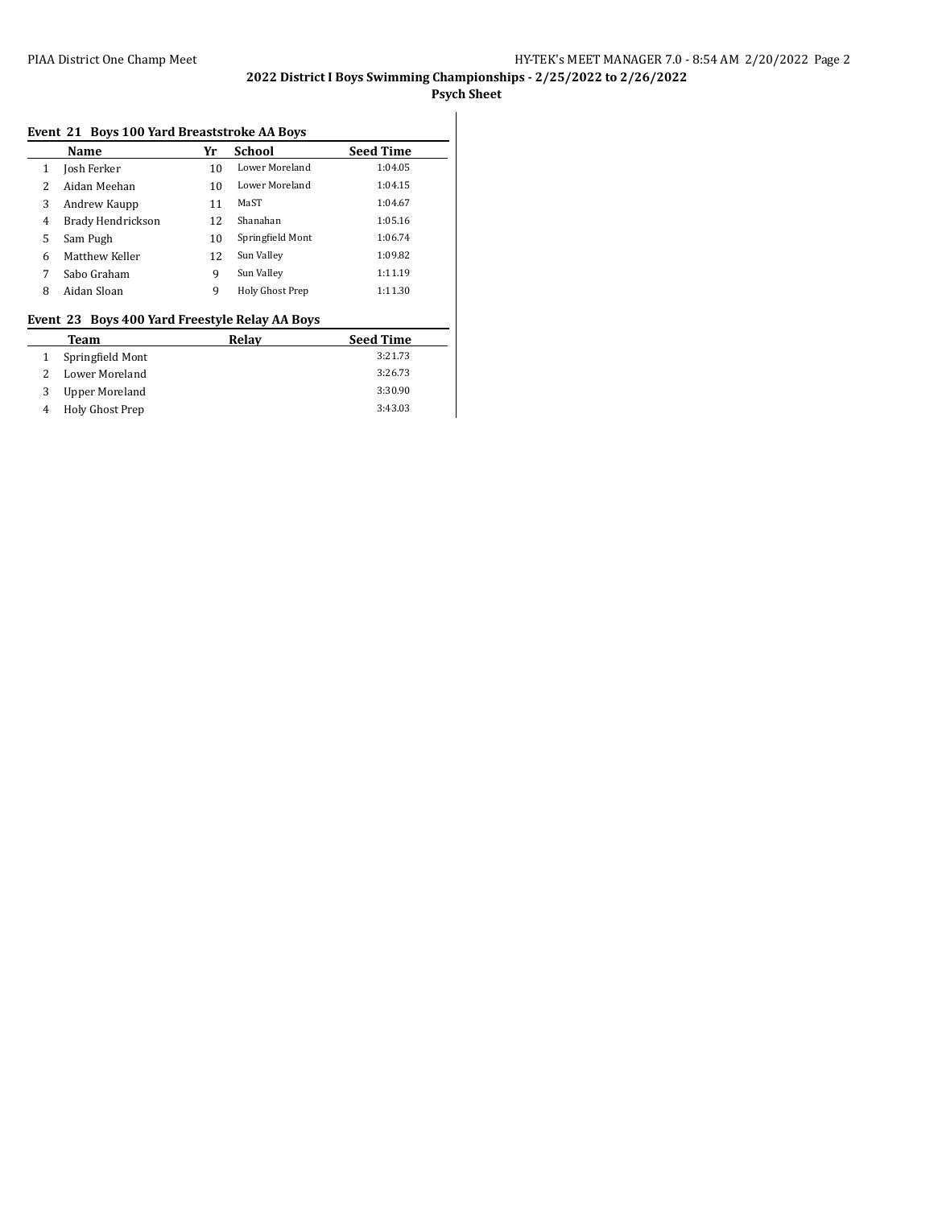## 2022 District I Boys Swimming Championships - 2/25/2022 to 2/26/2022

### Psych Sheet

#### Event 21 Boys 100 Yard Breaststroke AA Boys

| | Name | Yr | School | Seed Time |
|---|---|---|---|---|
| 1 | Josh Ferker | 10 | Lower Moreland | 1:04.05 |
| 2 | Aidan Meehan | 10 | Lower Moreland | 1:04.15 |
| 3 | Andrew Kaupp | 11 | MaST | 1:04.67 |
| 4 | Brady Hendrickson | 12 | Shanahan | 1:05.16 |
| 5 | Sam Pugh | 10 | Springfield Mont | 1:06.74 |
| 6 | Matthew Keller | 12 | Sun Valley | 1:09.82 |
| 7 | Sabo Graham | 9 | Sun Valley | 1:11.19 |
| 8 | Aidan Sloan | 9 | Holy Ghost Prep | 1:11.30 |

#### Event 23 Boys 400 Yard Freestyle Relay AA Boys

| | Team | Relay | Seed Time |
|---|---|---|---|
| 1 | Springfield Mont | | 3:21.73 |
| 2 | Lower Moreland | | 3:26.73 |
| 3 | Upper Moreland | | 3:30.90 |
| 4 | Holy Ghost Prep | | 3:43.03 |